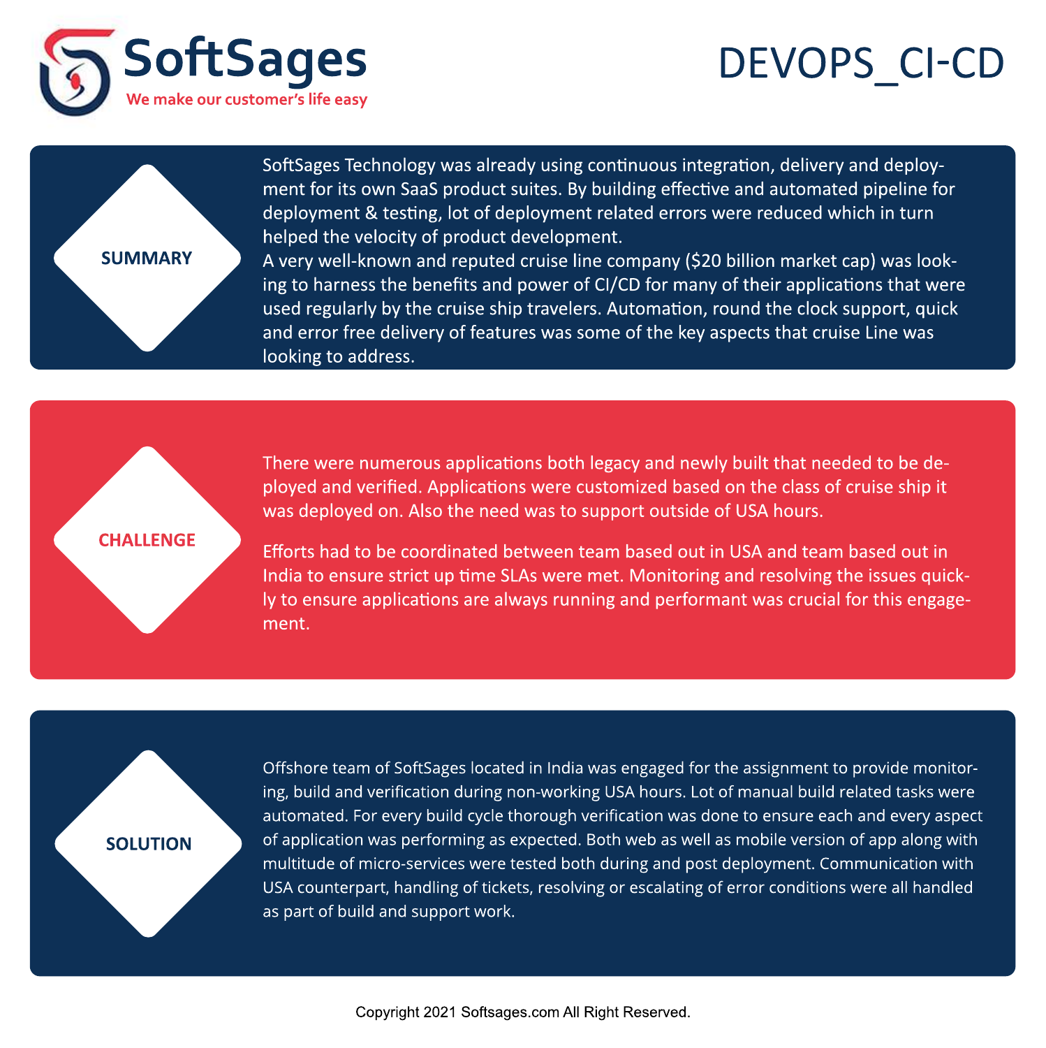# SoftSages

We make our customer's life easy

# DEVOPS_CI-CD

## SUMMARY

SoftSages Technology was already using continuous integration, delivery and deployment for its own SaaS product suites. By building effective and automated pipeline for deployment & testing, lot of deployment related errors were reduced which in turn helped the velocity of product development.

A very well-known and reputed cruise line company ($20 billion market cap) was looking to harness the benefits and power of CI/CD for many of their applications that were used regularly by the cruise ship travelers. Automation, round the clock support, quick and error free delivery of features was some of the key aspects that cruise Line was looking to address.

## CHALLENGE

There were numerous applications both legacy and newly built that needed to be deployed and verified. Applications were customized based on the class of cruise ship it was deployed on. Also the need was to support outside of USA hours.

Efforts had to be coordinated between team based out in USA and team based out in India to ensure strict up time SLAs were met. Monitoring and resolving the issues quickly to ensure applications are always running and performant was crucial for this engagement.

## SOLUTION

Offshore team of SoftSages located in India was engaged for the assignment to provide monitoring, build and verification during non-working USA hours. Lot of manual build related tasks were automated. For every build cycle thorough verification was done to ensure each and every aspect of application was performing as expected. Both web as well as mobile version of app along with multitude of micro-services were tested both during and post deployment. Communication with USA counterpart, handling of tickets, resolving or escalating of error conditions were all handled as part of build and support work.

Copyright 2021 Softsages.com All Right Reserved.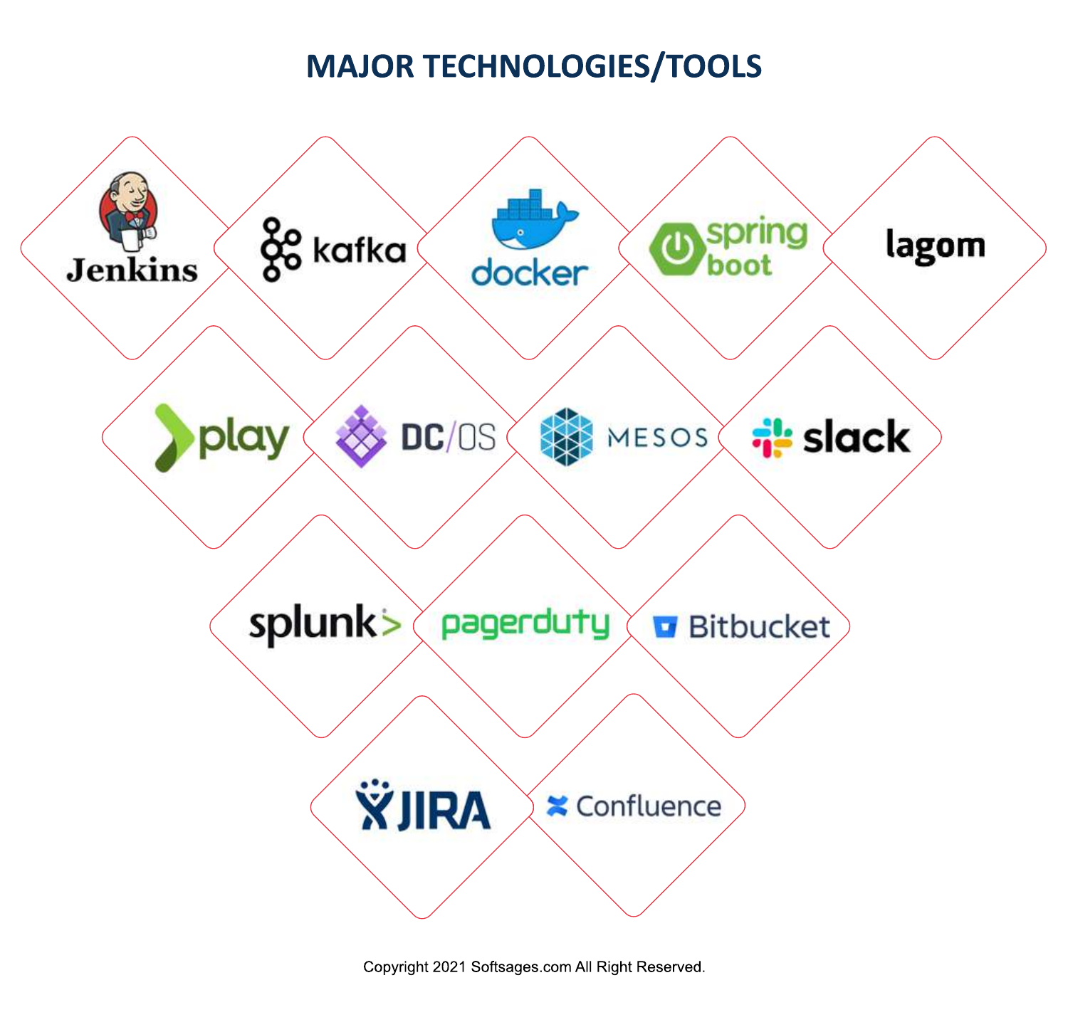# MAJOR TECHNOLOGIES/TOOLS

Jenkins

kafka

docker

spring boot

lagom

play

DC/OS

MESOS

slack

splunk>

pagerduty

Bitbucket

JIRA

Confluence

Copyright 2021 Softsages.com All Right Reserved.